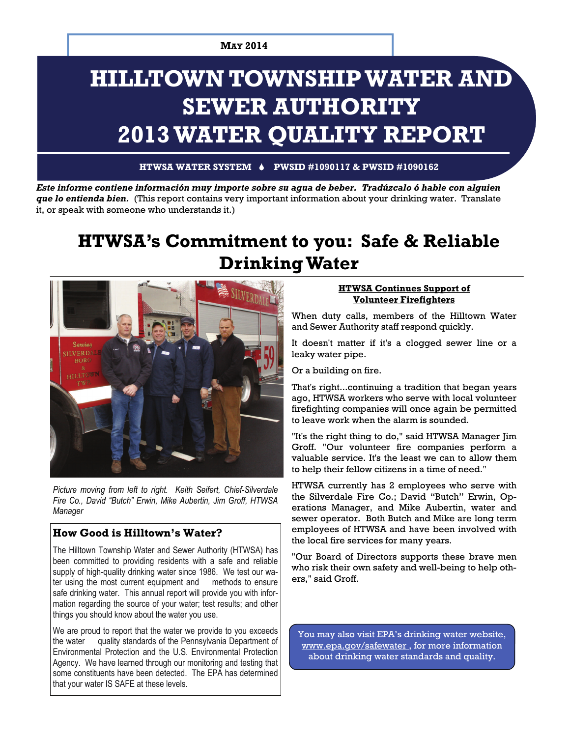**MAY 2014**

# HILLTOWN TOWNSHIP WATER AND SEWER AUTHORITY 2013 WATER QUALITY REPORT

**HTWSA WATER SYSTEM ♦ PWSID #1090117 & PWSID #1090162**

***Este informe contiene información muy importe sobre su agua de beber. Tradúzcalo ó hable con alguien que lo entienda bien.*** (This report contains very important information about your drinking water. Translate it, or speak with someone who understands it.)

## HTWSA's Commitment to you: Safe & Reliable Drinking Water

*Picture moving from left to right. Keith Seifert, Chief-Silverdale Fire Co., David "Butch" Erwin, Mike Aubertin, Jim Groff, HTWSA Manager*

### How Good is Hilltown's Water?

The Hilltown Township Water and Sewer Authority (HTWSA) has been committed to providing residents with a safe and reliable supply of high-quality drinking water since 1986. We test our water using the most current equipment and methods to ensure safe drinking water. This annual report will provide you with information regarding the source of your water; test results; and other things you should know about the water you use.

We are proud to report that the water we provide to you exceeds the water quality standards of the Pennsylvania Department of Environmental Protection and the U.S. Environmental Protection Agency. We have learned through our monitoring and testing that some constituents have been detected. The EPA has determined that your water IS SAFE at these levels.

### HTWSA Continues Support of Volunteer Firefighters

When duty calls, members of the Hilltown Water and Sewer Authority staff respond quickly.

It doesn't matter if it's a clogged sewer line or a leaky water pipe.

Or a building on fire.

That's right...continuing a tradition that began years ago, HTWSA workers who serve with local volunteer firefighting companies will once again be permitted to leave work when the alarm is sounded.

"It's the right thing to do," said HTWSA Manager Jim Groff. "Our volunteer fire companies perform a valuable service. It's the least we can to allow them to help their fellow citizens in a time of need."

HTWSA currently has 2 employees who serve with the Silverdale Fire Co.; David "Butch" Erwin, Operations Manager, and Mike Aubertin, water and sewer operator. Both Butch and Mike are long term employees of HTWSA and have been involved with the local fire services for many years.

"Our Board of Directors supports these brave men who risk their own safety and well-being to help others," said Groff.

You may also visit EPA's drinking water website, www.epa.gov/safewater , for more information about drinking water standards and quality.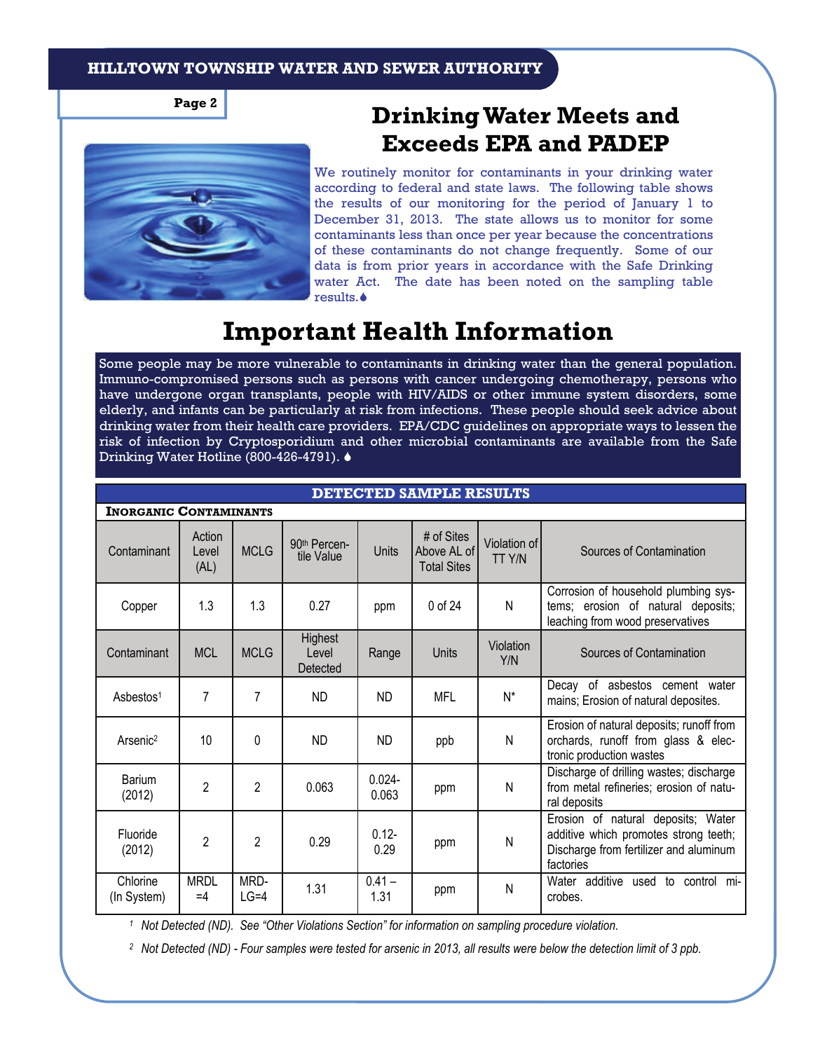# Drinking Water Meets and Exceeds EPA and PADEP

We routinely monitor for contaminants in your drinking water according to federal and state laws. The following table shows the results of our monitoring for the period of January 1 to December 31, 2013. The state allows us to monitor for some contaminants less than once per year because the concentrations of these contaminants do not change frequently. Some of our data is from prior years in accordance with the Safe Drinking water Act. The date has been noted on the sampling table results.

# Important Health Information

Some people may be more vulnerable to contaminants in drinking water than the general population. Immuno-compromised persons such as persons with cancer undergoing chemotherapy, persons who have undergone organ transplants, people with HIV/AIDS or other immune system disorders, some elderly, and infants can be particularly at risk from infections. These people should seek advice about drinking water from their health care providers. EPA/CDC guidelines on appropriate ways to lessen the risk of infection by Cryptosporidium and other microbial contaminants are available from the Safe Drinking Water Hotline (800-426-4791).

## DETECTED SAMPLE RESULTS

**Inorganic Contaminants**

| Contaminant | Action Level (AL) | MCLG | 90th Percentile Value | Units | # of Sites Above AL of Total Sites | Violation of TT Y/N | Sources of Contamination |
|---|---|---|---|---|---|---|---|
| Copper | 1.3 | 1.3 | 0.27 | ppm | 0 of 24 | N | Corrosion of household plumbing systems; erosion of natural deposits; leaching from wood preservatives |

| Contaminant | MCL | MCLG | Highest Level Detected | Range | Units | Violation Y/N | Sources of Contamination |
|---|---|---|---|---|---|---|---|
| Asbestos[1] | 7 | 7 | ND | ND | MFL | N* | Decay of asbestos cement water mains; Erosion of natural deposites. |
| Arsenic[2] | 10 | 0 | ND | ND | ppb | N | Erosion of natural deposits; runoff from orchards, runoff from glass & electronic production wastes |
| Barium (2012) | 2 | 2 | 0.063 | 0.024-0.063 | ppm | N | Discharge of drilling wastes; discharge from metal refineries; erosion of natural deposits |
| Fluoride (2012) | 2 | 2 | 0.29 | 0.12-0.29 | ppm | N | Erosion of natural deposits; Water additive which promotes strong teeth; Discharge from fertilizer and aluminum factories |
| Chlorine (In System) | MRDL =4 | MRDLG=4 | 1.31 | 0.41 – 1.31 | ppm | N | Water additive used to control microbes. |

[1] *Not Detected (ND). See "Other Violations Section" for information on sampling procedure violation.*

[2] *Not Detected (ND) - Four samples were tested for arsenic in 2013, all results were below the detection limit of 3 ppb.*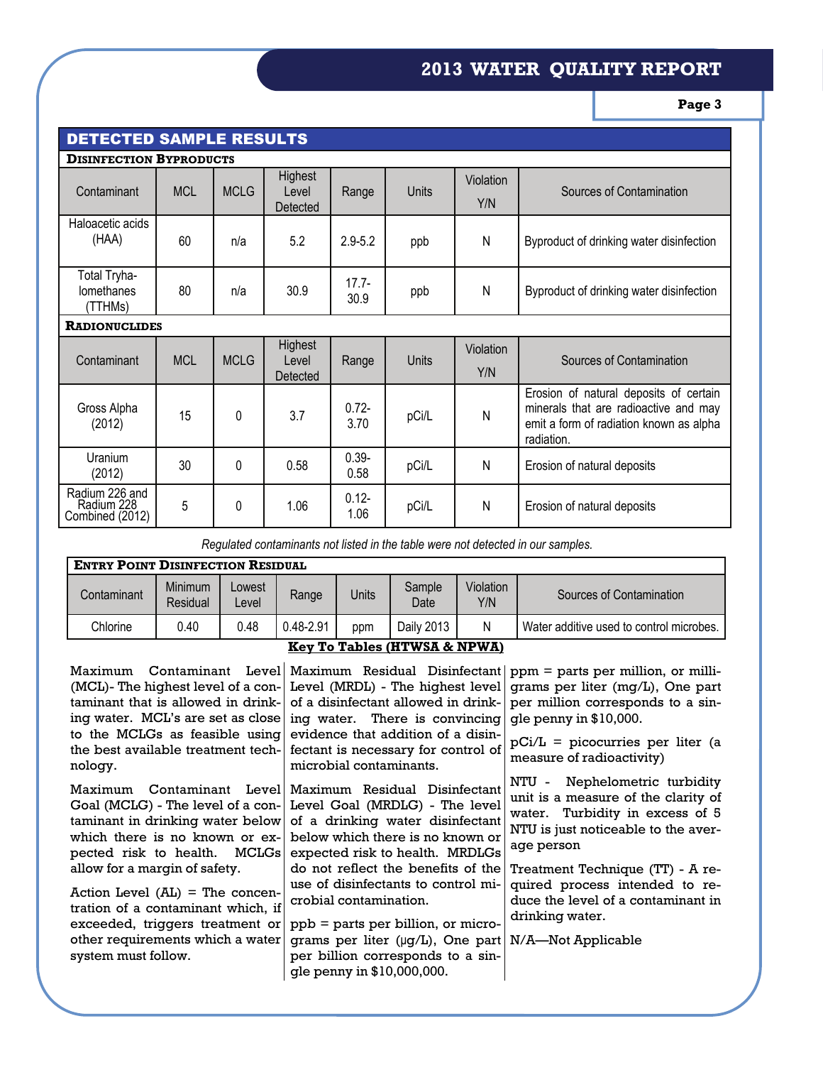## DETECTED SAMPLE RESULTS

### Disinfection Byproducts

| Contaminant | MCL | MCLG | Highest Level Detected | Range | Units | Violation Y/N | Sources of Contamination |
|---|---|---|---|---|---|---|---|
| Haloacetic acids (HAA) | 60 | n/a | 5.2 | 2.9-5.2 | ppb | N | Byproduct of drinking water disinfection |
| Total Tryha-lomethanes (TTHMs) | 80 | n/a | 30.9 | 17.7-30.9 | ppb | N | Byproduct of drinking water disinfection |

### Radionuclides

| Contaminant | MCL | MCLG | Highest Level Detected | Range | Units | Violation Y/N | Sources of Contamination |
|---|---|---|---|---|---|---|---|
| Gross Alpha (2012) | 15 | 0 | 3.7 | 0.72-3.70 | pCi/L | N | Erosion of natural deposits of certain minerals that are radioactive and may emit a form of radiation known as alpha radiation. |
| Uranium (2012) | 30 | 0 | 0.58 | 0.39-0.58 | pCi/L | N | Erosion of natural deposits |
| Radium 226 and Radium 228 Combined (2012) | 5 | 0 | 1.06 | 0.12-1.06 | pCi/L | N | Erosion of natural deposits |

*Regulated contaminants not listed in the table were not detected in our samples.*

### Entry Point Disinfection Residual

| Contaminant | Minimum Residual | Lowest Level | Range | Units | Sample Date | Violation Y/N | Sources of Contamination |
|---|---|---|---|---|---|---|---|
| Chlorine | 0.40 | 0.48 | 0.48-2.91 | ppm | Daily 2013 | N | Water additive used to control microbes. |

**Key To Tables (HTWSA & NPWA)**

Maximum Contaminant Level (MCL)- The highest level of a contaminant that is allowed in drinking water. MCL's are set as close to the MCLGs as feasible using the best available treatment technology.

Maximum Contaminant Level Goal (MCLG) - The level of a contaminant in drinking water below which there is no known or expected risk to health. MCLGs allow for a margin of safety.

Action Level (AL) = The concentration of a contaminant which, if exceeded, triggers treatment or other requirements which a water system must follow.

Maximum Residual Disinfectant Level (MRDL) - The highest level of a disinfectant allowed in drinking water. There is convincing evidence that addition of a disinfectant is necessary for control of microbial contaminants.

Maximum Residual Disinfectant Level Goal (MRDLG) - The level of a drinking water disinfectant below which there is no known or expected risk to health. MRDLGs do not reflect the benefits of the use of disinfectants to control microbial contamination.

ppb = parts per billion, or micrograms per liter (µg/L), One part per billion corresponds to a single penny in $10,000,000.

ppm = parts per million, or milligrams per liter (mg/L), One part per million corresponds to a single penny in $10,000.

pCi/L = picocurries per liter (a measure of radioactivity)

NTU - Nephelometric turbidity unit is a measure of the clarity of water. Turbidity in excess of 5 NTU is just noticeable to the average person

Treatment Technique (TT) - A required process intended to reduce the level of a contaminant in drinking water.

N/A—Not Applicable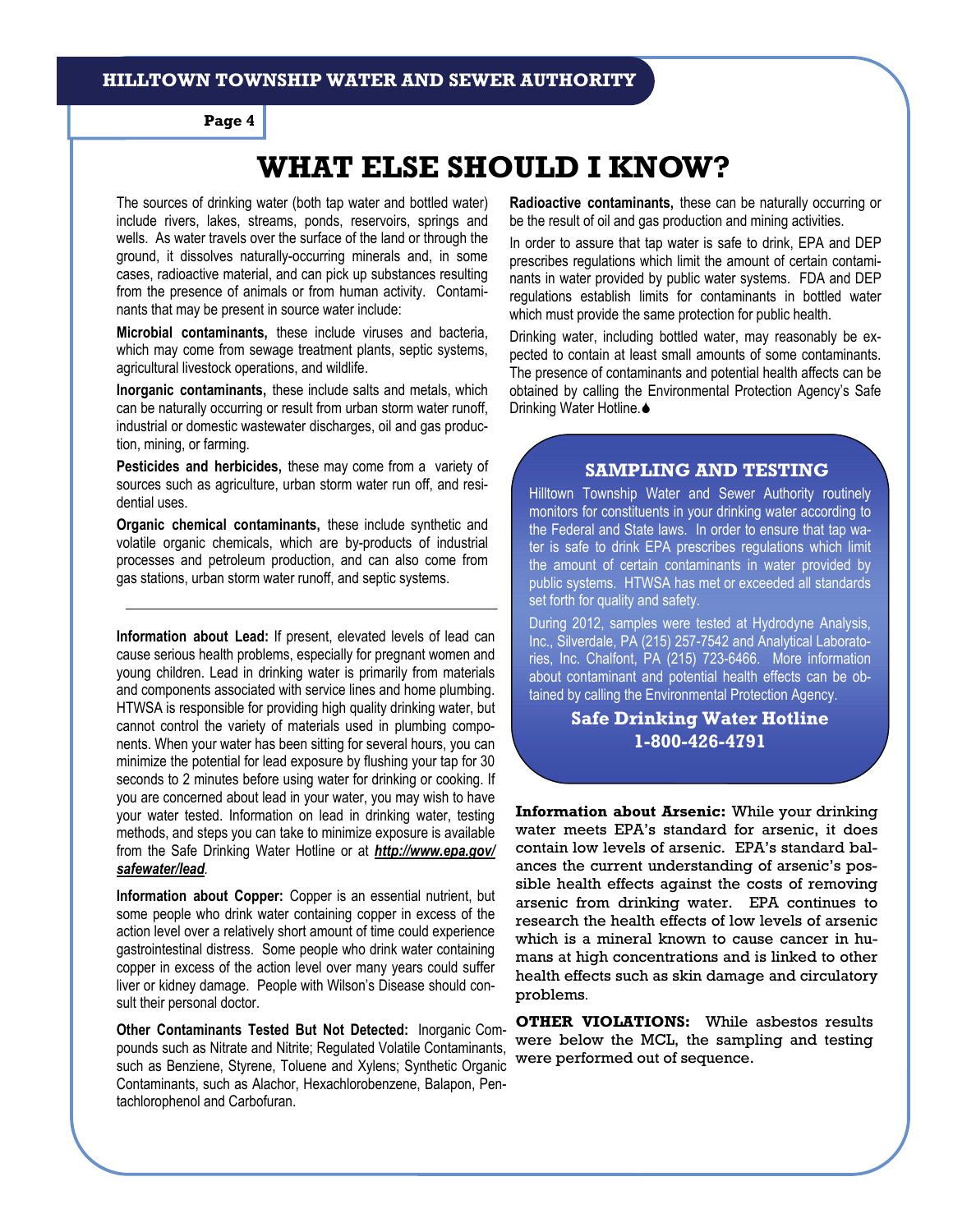# WHAT ELSE SHOULD I KNOW?

The sources of drinking water (both tap water and bottled water) include rivers, lakes, streams, ponds, reservoirs, springs and wells. As water travels over the surface of the land or through the ground, it dissolves naturally-occurring minerals and, in some cases, radioactive material, and can pick up substances resulting from the presence of animals or from human activity. Contaminants that may be present in source water include:

**Microbial contaminants,** these include viruses and bacteria, which may come from sewage treatment plants, septic systems, agricultural livestock operations, and wildlife.

**Inorganic contaminants,** these include salts and metals, which can be naturally occurring or result from urban storm water runoff, industrial or domestic wastewater discharges, oil and gas production, mining, or farming.

**Pesticides and herbicides,** these may come from a variety of sources such as agriculture, urban storm water run off, and residential uses.

**Organic chemical contaminants,** these include synthetic and volatile organic chemicals, which are by-products of industrial processes and petroleum production, and can also come from gas stations, urban storm water runoff, and septic systems.

**Radioactive contaminants,** these can be naturally occurring or be the result of oil and gas production and mining activities.

In order to assure that tap water is safe to drink, EPA and DEP prescribes regulations which limit the amount of certain contaminants in water provided by public water systems. FDA and DEP regulations establish limits for contaminants in bottled water which must provide the same protection for public health.

Drinking water, including bottled water, may reasonably be expected to contain at least small amounts of some contaminants. The presence of contaminants and potential health affects can be obtained by calling the Environmental Protection Agency's Safe Drinking Water Hotline.

---

**Information about Lead:** If present, elevated levels of lead can cause serious health problems, especially for pregnant women and young children. Lead in drinking water is primarily from materials and components associated with service lines and home plumbing. HTWSA is responsible for providing high quality drinking water, but cannot control the variety of materials used in plumbing components. When your water has been sitting for several hours, you can minimize the potential for lead exposure by flushing your tap for 30 seconds to 2 minutes before using water for drinking or cooking. If you are concerned about lead in your water, you may wish to have your water tested. Information on lead in drinking water, testing methods, and steps you can take to minimize exposure is available from the Safe Drinking Water Hotline or at ***http://www.epa.gov/safewater/lead***.

**Information about Copper:** Copper is an essential nutrient, but some people who drink water containing copper in excess of the action level over a relatively short amount of time could experience gastrointestinal distress. Some people who drink water containing copper in excess of the action level over many years could suffer liver or kidney damage. People with Wilson's Disease should consult their personal doctor.

**Other Contaminants Tested But Not Detected:** Inorganic Compounds such as Nitrate and Nitrite; Regulated Volatile Contaminants, such as Benziene, Styrene, Toluene and Xylens; Synthetic Organic Contaminants, such as Alachor, Hexachlorobenzene, Balapon, Pentachlorophenol and Carbofuran.

## SAMPLING AND TESTING

Hilltown Township Water and Sewer Authority routinely monitors for constituents in your drinking water according to the Federal and State laws. In order to ensure that tap water is safe to drink EPA prescribes regulations which limit the amount of certain contaminants in water provided by public systems. HTWSA has met or exceeded all standards set forth for quality and safety.

During 2012, samples were tested at Hydrodyne Analysis, Inc., Silverdale, PA (215) 257-7542 and Analytical Laboratories, Inc. Chalfont, PA (215) 723-6466. More information about contaminant and potential health effects can be obtained by calling the Environmental Protection Agency.

**Safe Drinking Water Hotline**
**1-800-426-4791**

**Information about Arsenic:** While your drinking water meets EPA's standard for arsenic, it does contain low levels of arsenic. EPA's standard balances the current understanding of arsenic's possible health effects against the costs of removing arsenic from drinking water. EPA continues to research the health effects of low levels of arsenic which is a mineral known to cause cancer in humans at high concentrations and is linked to other health effects such as skin damage and circulatory problems.

**OTHER VIOLATIONS:** While asbestos results were below the MCL, the sampling and testing were performed out of sequence.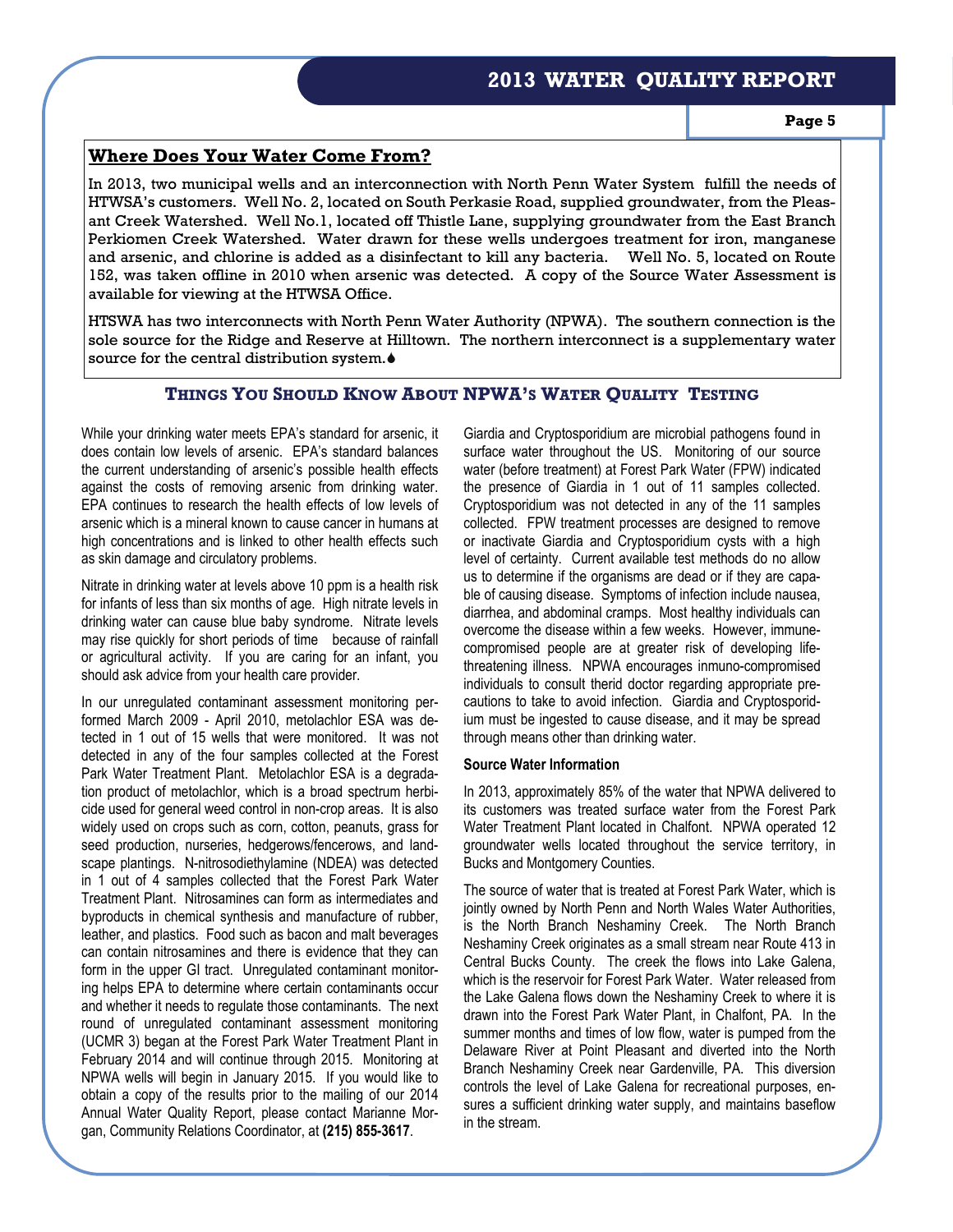## Where Does Your Water Come From?

In 2013, two municipal wells and an interconnection with North Penn Water System fulfill the needs of HTWSA's customers. Well No. 2, located on South Perkasie Road, supplied groundwater, from the Pleasant Creek Watershed. Well No.1, located off Thistle Lane, supplying groundwater from the East Branch Perkiomen Creek Watershed. Water drawn for these wells undergoes treatment for iron, manganese and arsenic, and chlorine is added as a disinfectant to kill any bacteria. Well No. 5, located on Route 152, was taken offline in 2010 when arsenic was detected. A copy of the Source Water Assessment is available for viewing at the HTWSA Office.

HTSWA has two interconnects with North Penn Water Authority (NPWA). The southern connection is the sole source for the Ridge and Reserve at Hilltown. The northern interconnect is a supplementary water source for the central distribution system.

## Things You Should Know About NPWA's Water Quality Testing

While your drinking water meets EPA's standard for arsenic, it does contain low levels of arsenic. EPA's standard balances the current understanding of arsenic's possible health effects against the costs of removing arsenic from drinking water. EPA continues to research the health effects of low levels of arsenic which is a mineral known to cause cancer in humans at high concentrations and is linked to other health effects such as skin damage and circulatory problems.

Nitrate in drinking water at levels above 10 ppm is a health risk for infants of less than six months of age. High nitrate levels in drinking water can cause blue baby syndrome. Nitrate levels may rise quickly for short periods of time because of rainfall or agricultural activity. If you are caring for an infant, you should ask advice from your health care provider.

In our unregulated contaminant assessment monitoring performed March 2009 - April 2010, metolachlor ESA was detected in 1 out of 15 wells that were monitored. It was not detected in any of the four samples collected at the Forest Park Water Treatment Plant. Metolachlor ESA is a degradation product of metolachlor, which is a broad spectrum herbicide used for general weed control in non-crop areas. It is also widely used on crops such as corn, cotton, peanuts, grass for seed production, nurseries, hedgerows/fencerows, and landscape plantings. N-nitrosodiethylamine (NDEA) was detected in 1 out of 4 samples collected that the Forest Park Water Treatment Plant. Nitrosamines can form as intermediates and byproducts in chemical synthesis and manufacture of rubber, leather, and plastics. Food such as bacon and malt beverages can contain nitrosamines and there is evidence that they can form in the upper GI tract. Unregulated contaminant monitoring helps EPA to determine where certain contaminants occur and whether it needs to regulate those contaminants. The next round of unregulated contaminant assessment monitoring (UCMR 3) began at the Forest Park Water Treatment Plant in February 2014 and will continue through 2015. Monitoring at NPWA wells will begin in January 2015. If you would like to obtain a copy of the results prior to the mailing of our 2014 Annual Water Quality Report, please contact Marianne Morgan, Community Relations Coordinator, at **(215) 855-3617**.

Giardia and Cryptosporidium are microbial pathogens found in surface water throughout the US. Monitoring of our source water (before treatment) at Forest Park Water (FPW) indicated the presence of Giardia in 1 out of 11 samples collected. Cryptosporidium was not detected in any of the 11 samples collected. FPW treatment processes are designed to remove or inactivate Giardia and Cryptosporidium cysts with a high level of certainty. Current available test methods do no allow us to determine if the organisms are dead or if they are capable of causing disease. Symptoms of infection include nausea, diarrhea, and abdominal cramps. Most healthy individuals can overcome the disease within a few weeks. However, immune-compromised people are at greater risk of developing life-threatening illness. NPWA encourages inmuno-compromised individuals to consult therid doctor regarding appropriate precautions to take to avoid infection. Giardia and Cryptosporidium must be ingested to cause disease, and it may be spread through means other than drinking water.

**Source Water Information**

In 2013, approximately 85% of the water that NPWA delivered to its customers was treated surface water from the Forest Park Water Treatment Plant located in Chalfont. NPWA operated 12 groundwater wells located throughout the service territory, in Bucks and Montgomery Counties.

The source of water that is treated at Forest Park Water, which is jointly owned by North Penn and North Wales Water Authorities, is the North Branch Neshaminy Creek. The North Branch Neshaminy Creek originates as a small stream near Route 413 in Central Bucks County. The creek the flows into Lake Galena, which is the reservoir for Forest Park Water. Water released from the Lake Galena flows down the Neshaminy Creek to where it is drawn into the Forest Park Water Plant, in Chalfont, PA. In the summer months and times of low flow, water is pumped from the Delaware River at Point Pleasant and diverted into the North Branch Neshaminy Creek near Gardenville, PA. This diversion controls the level of Lake Galena for recreational purposes, ensures a sufficient drinking water supply, and maintains baseflow in the stream.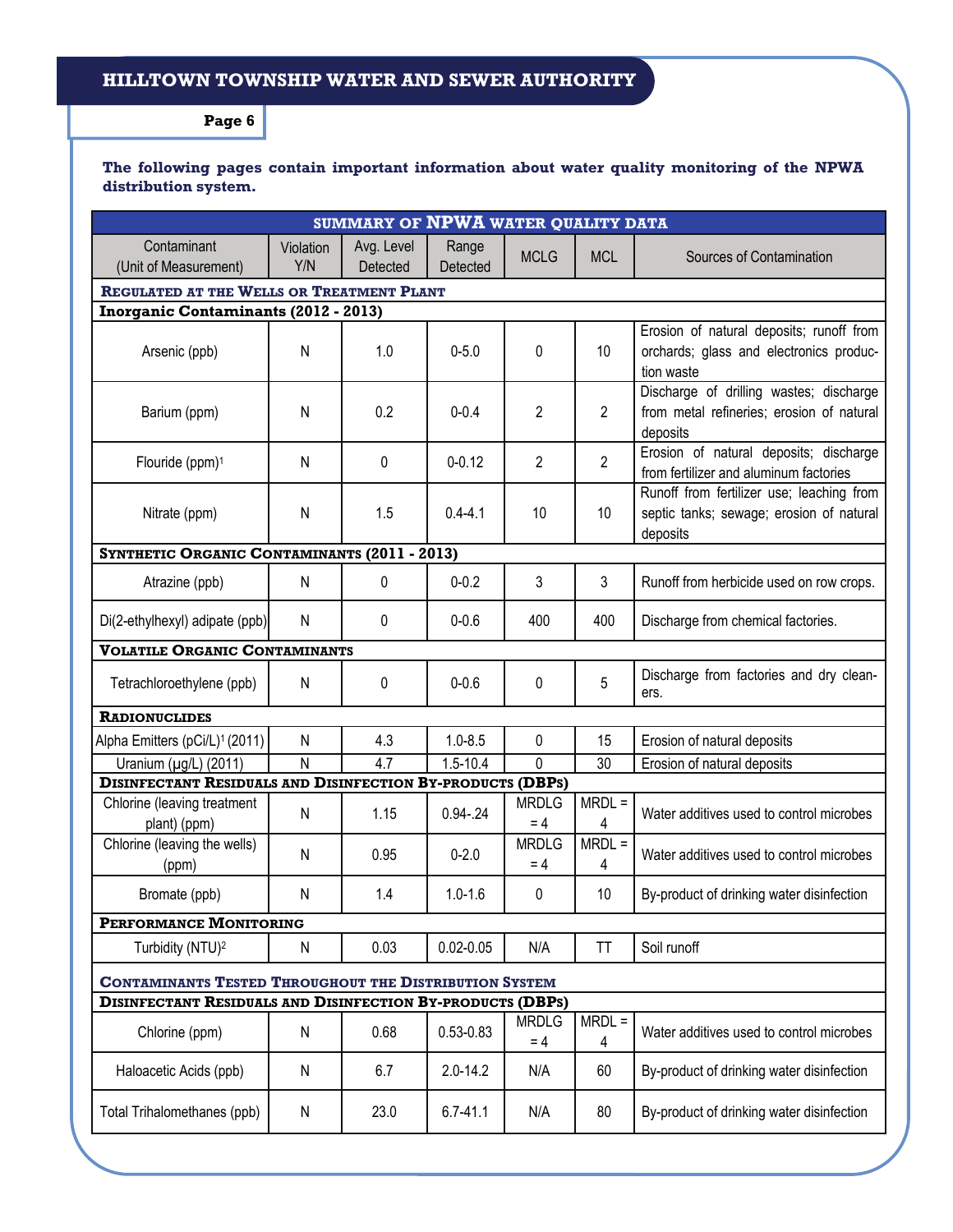**The following pages contain important information about water quality monitoring of the NPWA distribution system.**

| SUMMARY OF NPWA WATER QUALITY DATA | | | | | | |
|---|---|---|---|---|---|---|
| Contaminant (Unit of Measurement) | Violation Y/N | Avg. Level Detected | Range Detected | MCLG | MCL | Sources of Contamination |
| **REGULATED AT THE WELLS OR TREATMENT PLANT** | | | | | | |
| **Inorganic Contaminants (2012 - 2013)** | | | | | | |
| Arsenic (ppb) | N | 1.0 | 0-5.0 | 0 | 10 | Erosion of natural deposits; runoff from orchards; glass and electronics production waste |
| Barium (ppm) | N | 0.2 | 0-0.4 | 2 | 2 | Discharge of drilling wastes; discharge from metal refineries; erosion of natural deposits |
| Flouride (ppm)[1] | N | 0 | 0-0.12 | 2 | 2 | Erosion of natural deposits; discharge from fertilizer and aluminum factories |
| Nitrate (ppm) | N | 1.5 | 0.4-4.1 | 10 | 10 | Runoff from fertilizer use; leaching from septic tanks; sewage; erosion of natural deposits |
| **SYNTHETIC ORGANIC CONTAMINANTS (2011 - 2013)** | | | | | | |
| Atrazine (ppb) | N | 0 | 0-0.2 | 3 | 3 | Runoff from herbicide used on row crops. |
| Di(2-ethylhexyl) adipate (ppb) | N | 0 | 0-0.6 | 400 | 400 | Discharge from chemical factories. |
| **VOLATILE ORGANIC CONTAMINANTS** | | | | | | |
| Tetrachloroethylene (ppb) | N | 0 | 0-0.6 | 0 | 5 | Discharge from factories and dry cleaners. |
| **RADIONUCLIDES** | | | | | | |
| Alpha Emitters (pCi/L)[1] (2011) | N | 4.3 | 1.0-8.5 | 0 | 15 | Erosion of natural deposits |
| Uranium (µg/L) (2011) | N | 4.7 | 1.5-10.4 | 0 | 30 | Erosion of natural deposits |
| **DISINFECTANT RESIDUALS AND DISINFECTION BY-PRODUCTS (DBPS)** | | | | | | |
| Chlorine (leaving treatment plant) (ppm) | N | 1.15 | 0.94-.24 | MRDLG = 4 | MRDL = 4 | Water additives used to control microbes |
| Chlorine (leaving the wells) (ppm) | N | 0.95 | 0-2.0 | MRDLG = 4 | MRDL = 4 | Water additives used to control microbes |
| Bromate (ppb) | N | 1.4 | 1.0-1.6 | 0 | 10 | By-product of drinking water disinfection |
| **PERFORMANCE MONITORING** | | | | | | |
| Turbidity (NTU)[2] | N | 0.03 | 0.02-0.05 | N/A | TT | Soil runoff |
| **CONTAMINANTS TESTED THROUGHOUT THE DISTRIBUTION SYSTEM** | | | | | | |
| **DISINFECTANT RESIDUALS AND DISINFECTION BY-PRODUCTS (DBPS)** | | | | | | |
| Chlorine (ppm) | N | 0.68 | 0.53-0.83 | MRDLG = 4 | MRDL = 4 | Water additives used to control microbes |
| Haloacetic Acids (ppb) | N | 6.7 | 2.0-14.2 | N/A | 60 | By-product of drinking water disinfection |
| Total Trihalomethanes (ppb) | N | 23.0 | 6.7-41.1 | N/A | 80 | By-product of drinking water disinfection |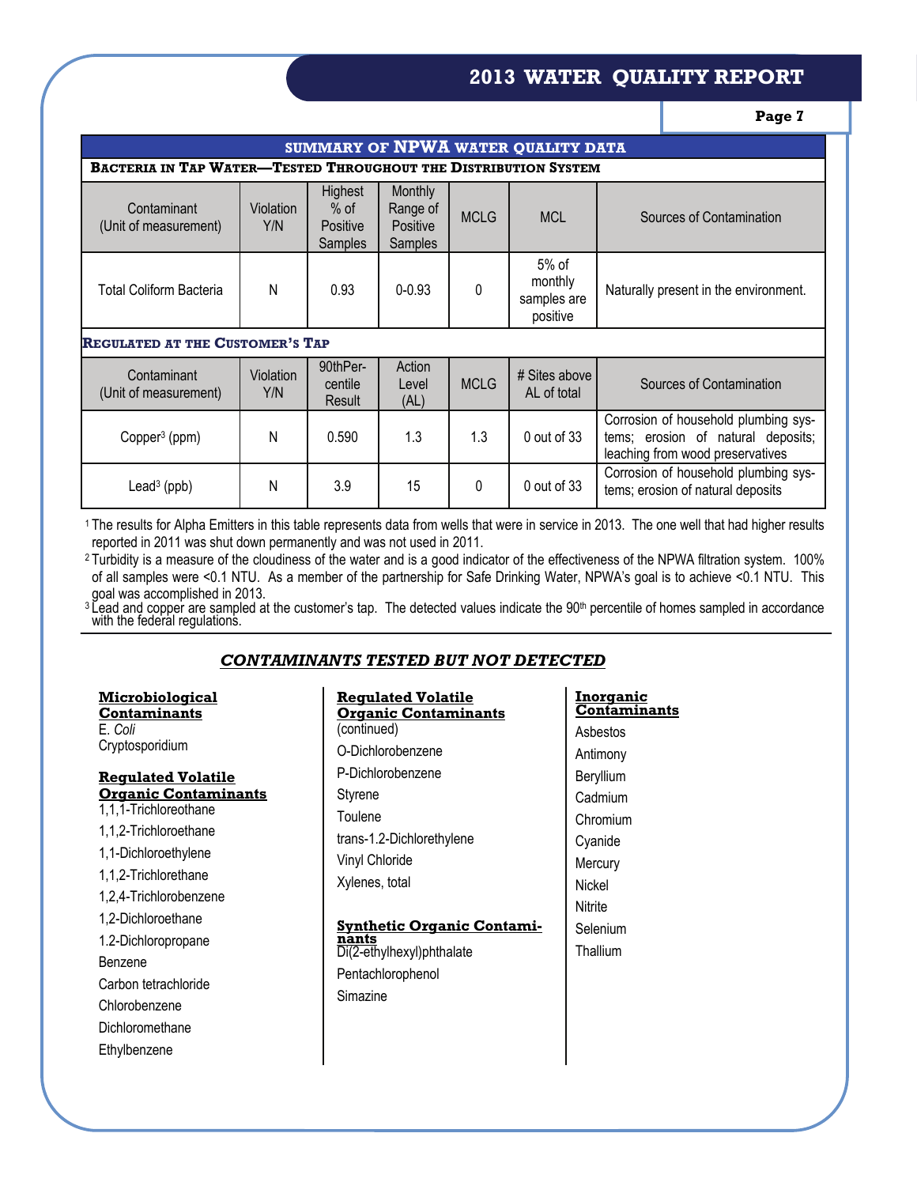## SUMMARY OF NPWA WATER QUALITY DATA

**BACTERIA IN TAP WATER—TESTED THROUGHOUT THE DISTRIBUTION SYSTEM**

| Contaminant (Unit of measurement) | Violation Y/N | Highest % of Positive Samples | Monthly Range of Positive Samples | MCLG | MCL | Sources of Contamination |
|---|---|---|---|---|---|---|
| Total Coliform Bacteria | N | 0.93 | 0-0.93 | 0 | 5% of monthly samples are positive | Naturally present in the environment. |

**REGULATED AT THE CUSTOMER'S TAP**

| Contaminant (Unit of measurement) | Violation Y/N | 90thPercentile Result | Action Level (AL) | MCLG | # Sites above AL of total | Sources of Contamination |
|---|---|---|---|---|---|---|
| Copper[3] (ppm) | N | 0.590 | 1.3 | 1.3 | 0 out of 33 | Corrosion of household plumbing systems; erosion of natural deposits; leaching from wood preservatives |
| Lead[3] (ppb) | N | 3.9 | 15 | 0 | 0 out of 33 | Corrosion of household plumbing systems; erosion of natural deposits |

[1] The results for Alpha Emitters in this table represents data from wells that were in service in 2013. The one well that had higher results reported in 2011 was shut down permanently and was not used in 2011.

[2] Turbidity is a measure of the cloudiness of the water and is a good indicator of the effectiveness of the NPWA filtration system. 100% of all samples were <0.1 NTU. As a member of the partnership for Safe Drinking Water, NPWA's goal is to achieve <0.1 NTU. This goal was accomplished in 2013.

[3] Lead and copper are sampled at the customer's tap. The detected values indicate the 90th percentile of homes sampled in accordance with the federal regulations.

## *CONTAMINANTS TESTED BUT NOT DETECTED*

**Microbiological Contaminants**

E. *Coli*
Cryptosporidium

**Regulated Volatile Organic Contaminants**

1,1,1-Trichloroethane
1,1,2-Trichloroethane
1,1-Dichloroethylene
1,1,2-Trichlorethane
1,2,4-Trichlorobenzene
1,2-Dichloroethane
1.2-Dichloropropane
Benzene
Carbon tetrachloride
Chlorobenzene
Dichloromethane
Ethylbenzene

**Regulated Volatile Organic Contaminants** (continued)

O-Dichlorobenzene
P-Dichlorobenzene
Styrene
Toulene
trans-1.2-Dichlorethylene
Vinyl Chloride
Xylenes, total

**Synthetic Organic Contaminants**

Di(2-ethylhexyl)phthalate
Pentachlorophenol
Simazine

**Inorganic Contaminants**

Asbestos
Antimony
Beryllium
Cadmium
Chromium
Cyanide
Mercury
Nickel
Nitrite
Selenium
Thallium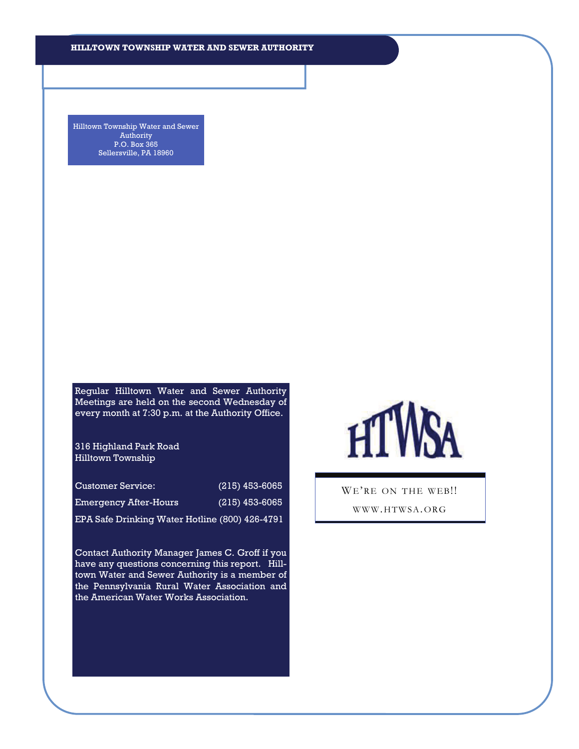Hilltown Township Water and Sewer Authority
P.O. Box 365
Sellersville, PA 18960

Regular Hilltown Water and Sewer Authority Meetings are held on the second Wednesday of every month at 7:30 p.m. at the Authority Office.

316 Highland Park Road
Hilltown Township

| | |
|---|---|
| Customer Service: | (215) 453-6065 |
| Emergency After-Hours | (215) 453-6065 |
| EPA Safe Drinking Water Hotline | (800) 426-4791 |

Contact Authority Manager James C. Groff if you have any questions concerning this report. Hilltown Water and Sewer Authority is a member of the Pennsylvania Rural Water Association and the American Water Works Association.

HTWSA

WE'RE ON THE WEB!!

WWW.HTWSA.ORG